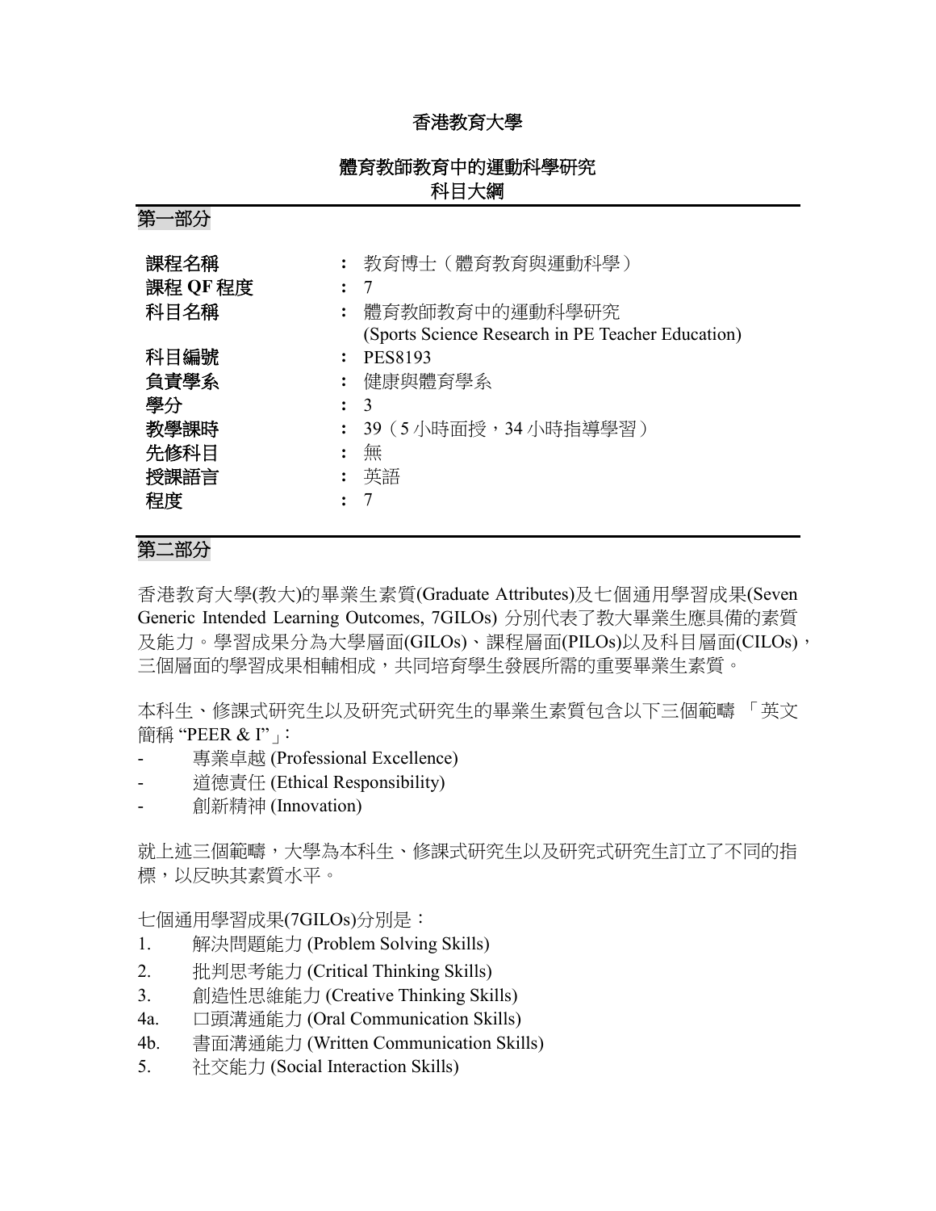# 香港教育大學

## 體育教師教育中的運動科學研究
## 科目大綱

### 第一部分

| | | |
|---|---|---|
| **課程名稱** | **:** | 教育博士（體育教育與運動科學） |
| **課程 QF 程度** | **:** | 7 |
| **科目名稱** | **:** | 體育教師教育中的運動科學研究<br>(Sports Science Research in PE Teacher Education) |
| **科目編號** | **:** | PES8193 |
| **負責學系** | **:** | 健康與體育學系 |
| **學分** | **:** | 3 |
| **教學課時** | **:** | 39（5 小時面授，34 小時指導學習） |
| **先修科目** | **:** | 無 |
| **授課語言** | **:** | 英語 |
| **程度** | **:** | 7 |

### 第二部分

香港教育大學(教大)的畢業生素質(Graduate Attributes)及七個通用學習成果(Seven Generic Intended Learning Outcomes, 7GILOs) 分別代表了教大畢業生應具備的素質及能力。學習成果分為大學層面(GILOs)、課程層面(PILOs)以及科目層面(CILOs)，三個層面的學習成果相輔相成，共同培育學生發展所需的重要畢業生素質。

本科生、修課式研究生以及研究式研究生的畢業生素質包含以下三個範疇 「英文簡稱 "PEER & I"」：

- 專業卓越 (Professional Excellence)
- 道德責任 (Ethical Responsibility)
- 創新精神 (Innovation)

就上述三個範疇，大學為本科生、修課式研究生以及研究式研究生訂立了不同的指標，以反映其素質水平。

七個通用學習成果(7GILOs)分別是：

1. 解決問題能力 (Problem Solving Skills)
2. 批判思考能力 (Critical Thinking Skills)
3. 創造性思維能力 (Creative Thinking Skills)
4a. 口頭溝通能力 (Oral Communication Skills)
4b. 書面溝通能力 (Written Communication Skills)
5. 社交能力 (Social Interaction Skills)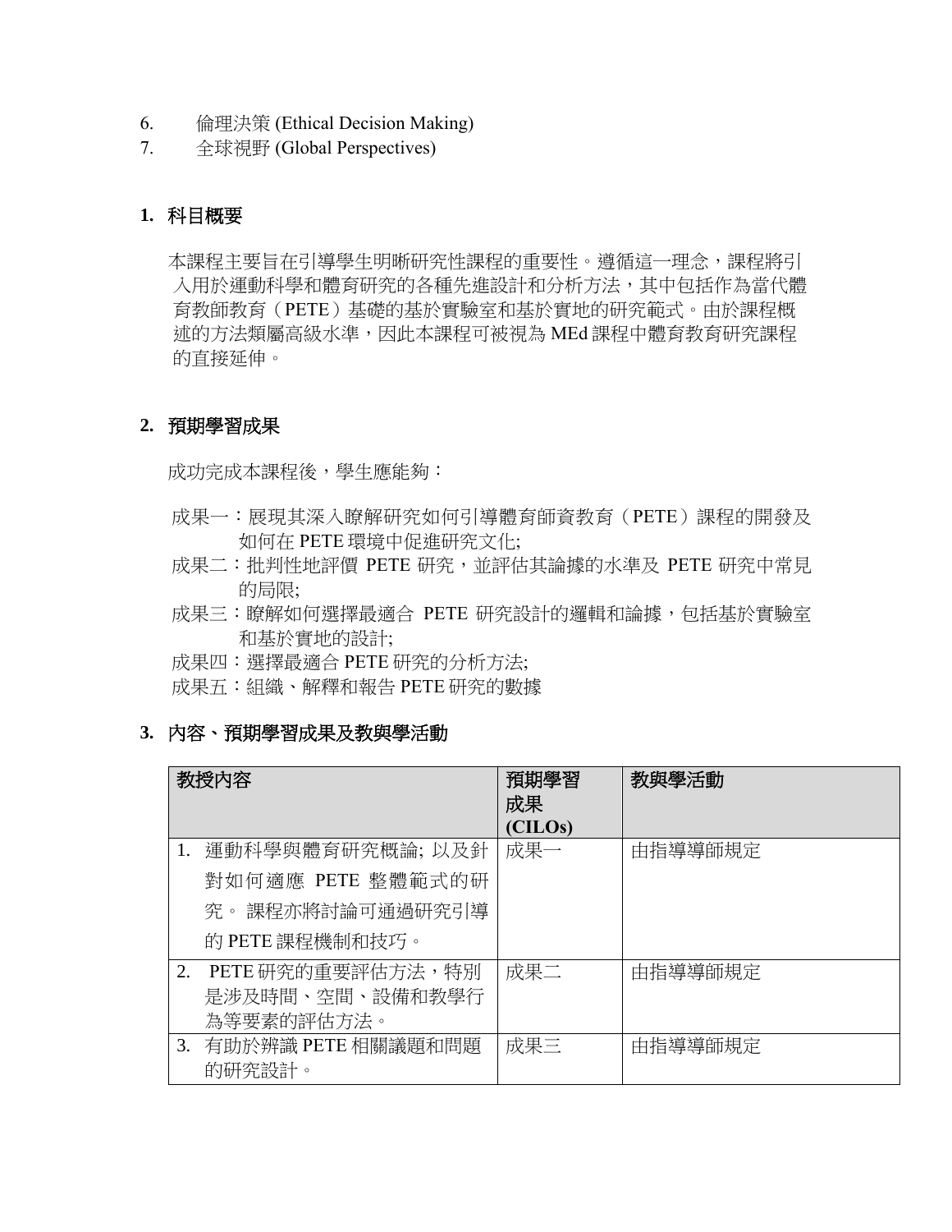6. 倫理決策 (Ethical Decision Making)
7. 全球視野 (Global Perspectives)

## 1. 科目概要

本課程主要旨在引導學生明晰研究性課程的重要性。遵循這一理念，課程將引入用於運動科學和體育研究的各種先進設計和分析方法，其中包括作為當代體育教師教育（PETE）基礎的基於實驗室和基於實地的研究範式。由於課程概述的方法類屬高級水準，因此本課程可被視為 MEd 課程中體育教育研究課程的直接延伸。

## 2. 預期學習成果

成功完成本課程後，學生應能夠：

成果一：展現其深入瞭解研究如何引導體育師資教育（PETE）課程的開發及如何在 PETE 環境中促進研究文化;
成果二：批判性地評價 PETE 研究，並評估其論據的水準及 PETE 研究中常見的局限;
成果三：瞭解如何選擇最適合 PETE 研究設計的邏輯和論據，包括基於實驗室和基於實地的設計;
成果四：選擇最適合 PETE 研究的分析方法;
成果五：組織、解釋和報告 PETE 研究的數據

## 3. 內容、預期學習成果及教與學活動

| 教授內容 | 預期學習成果 (CILOs) | 教與學活動 |
|---|---|---|
| 1. 運動科學與體育研究概論; 以及針對如何適應 PETE 整體範式的研究。 課程亦將討論可通過研究引導的 PETE 課程機制和技巧。 | 成果一 | 由指導導師規定 |
| 2. PETE 研究的重要評估方法，特別是涉及時間、空間、設備和教學行為等要素的評估方法。 | 成果二 | 由指導導師規定 |
| 3. 有助於辨識 PETE 相關議題和問題的研究設計。 | 成果三 | 由指導導師規定 |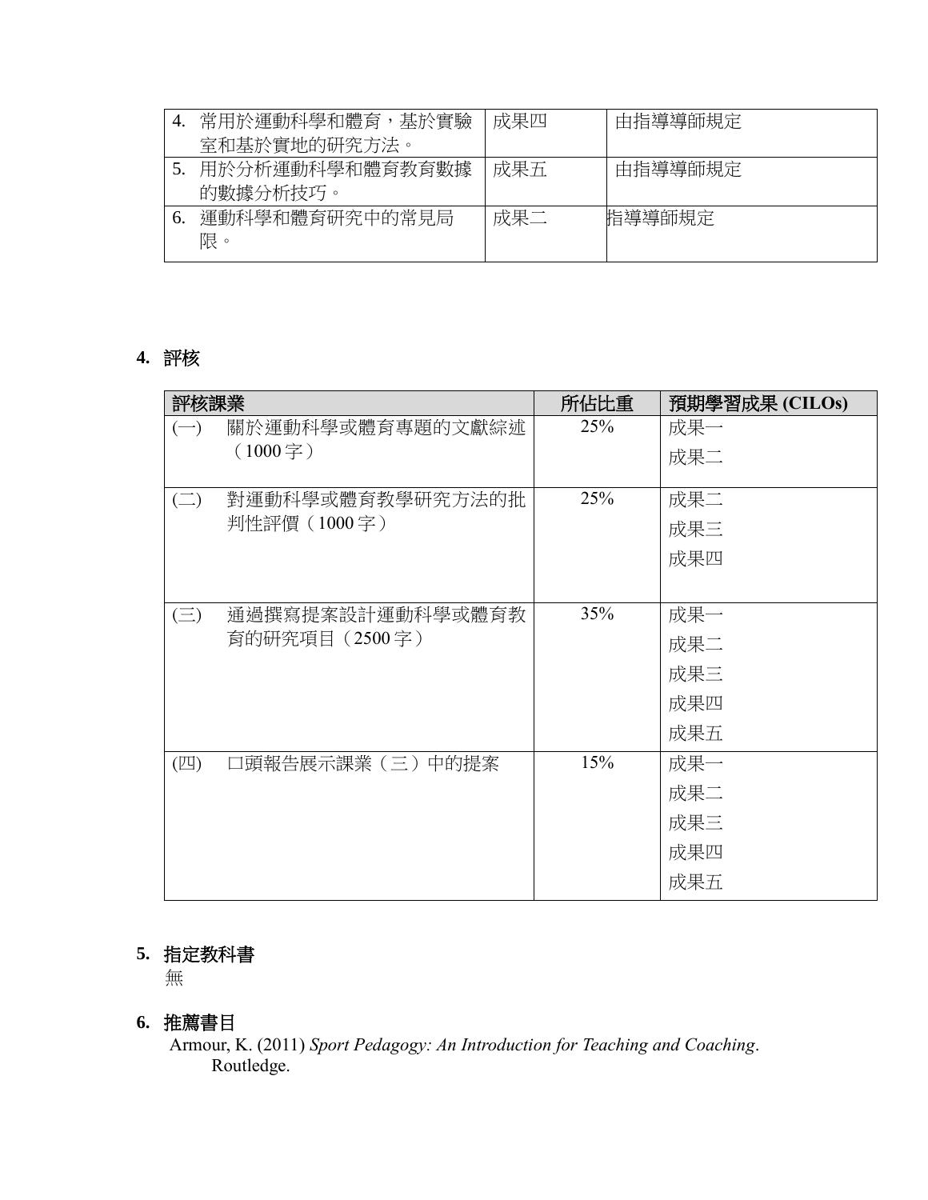| | | |
|---|---|---|
| 4. 常用於運動科學和體育，基於實驗室和基於實地的研究方法。 | 成果四 | 由指導導師規定 |
| 5. 用於分析運動科學和體育教育數據的數據分析技巧。 | 成果五 | 由指導導師規定 |
| 6. 運動科學和體育研究中的常見局限。 | 成果二 | 指導導師規定 |

## 4. 評核

| 評核課業 | 所佔比重 | 預期學習成果 (CILOs) |
|---|---|---|
| (一) 關於運動科學或體育專題的文獻綜述（1000 字） | 25% | 成果一<br>成果二 |
| (二) 對運動科學或體育教學研究方法的批判性評價（1000 字） | 25% | 成果二<br>成果三<br>成果四 |
| (三) 通過撰寫提案設計運動科學或體育教育的研究項目（2500 字） | 35% | 成果一<br>成果二<br>成果三<br>成果四<br>成果五 |
| (四) 口頭報告展示課業（三）中的提案 | 15% | 成果一<br>成果二<br>成果三<br>成果四<br>成果五 |

## 5. 指定教科書

無

## 6. 推薦書目

Armour, K. (2011) *Sport Pedagogy: An Introduction for Teaching and Coaching*. Routledge.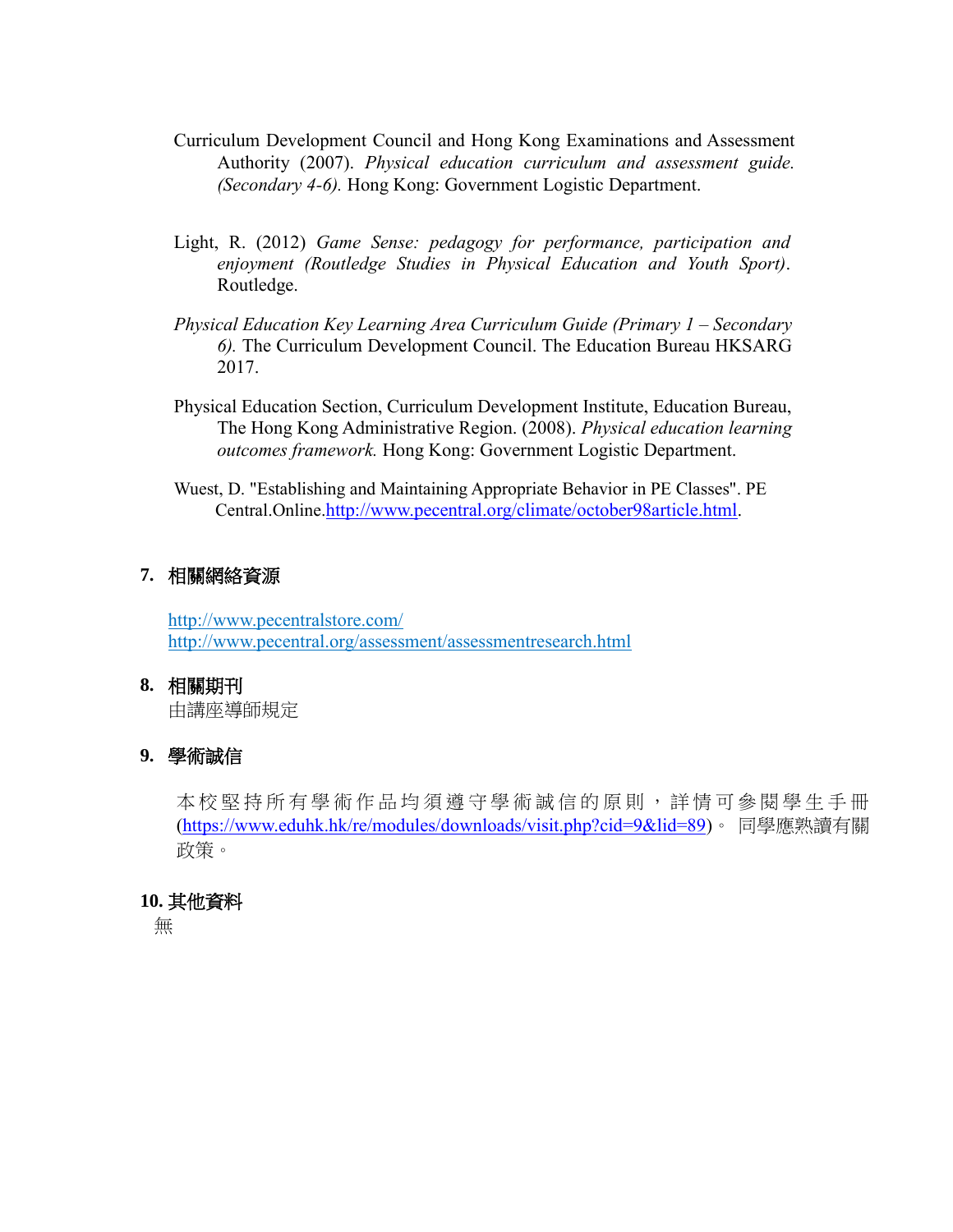Curriculum Development Council and Hong Kong Examinations and Assessment Authority (2007). *Physical education curriculum and assessment guide. (Secondary 4-6).* Hong Kong: Government Logistic Department.

Light, R. (2012) *Game Sense: pedagogy for performance, participation and enjoyment (Routledge Studies in Physical Education and Youth Sport)*. Routledge.

*Physical Education Key Learning Area Curriculum Guide (Primary 1 – Secondary 6).* The Curriculum Development Council. The Education Bureau HKSARG 2017.

Physical Education Section, Curriculum Development Institute, Education Bureau, The Hong Kong Administrative Region. (2008). *Physical education learning outcomes framework.* Hong Kong: Government Logistic Department.

Wuest, D. "Establishing and Maintaining Appropriate Behavior in PE Classes". PE Central.Online.http://www.pecentral.org/climate/october98article.html.

## 7. 相關網絡資源

http://www.pecentralstore.com/
http://www.pecentral.org/assessment/assessmentresearch.html

## 8. 相關期刊

由講座導師規定

## 9. 學術誠信

本校堅持所有學術作品均須遵守學術誠信的原則，詳情可參閱學生手冊(https://www.eduhk.hk/re/modules/downloads/visit.php?cid=9&lid=89)。 同學應熟讀有關政策。

## 10. 其他資料

無